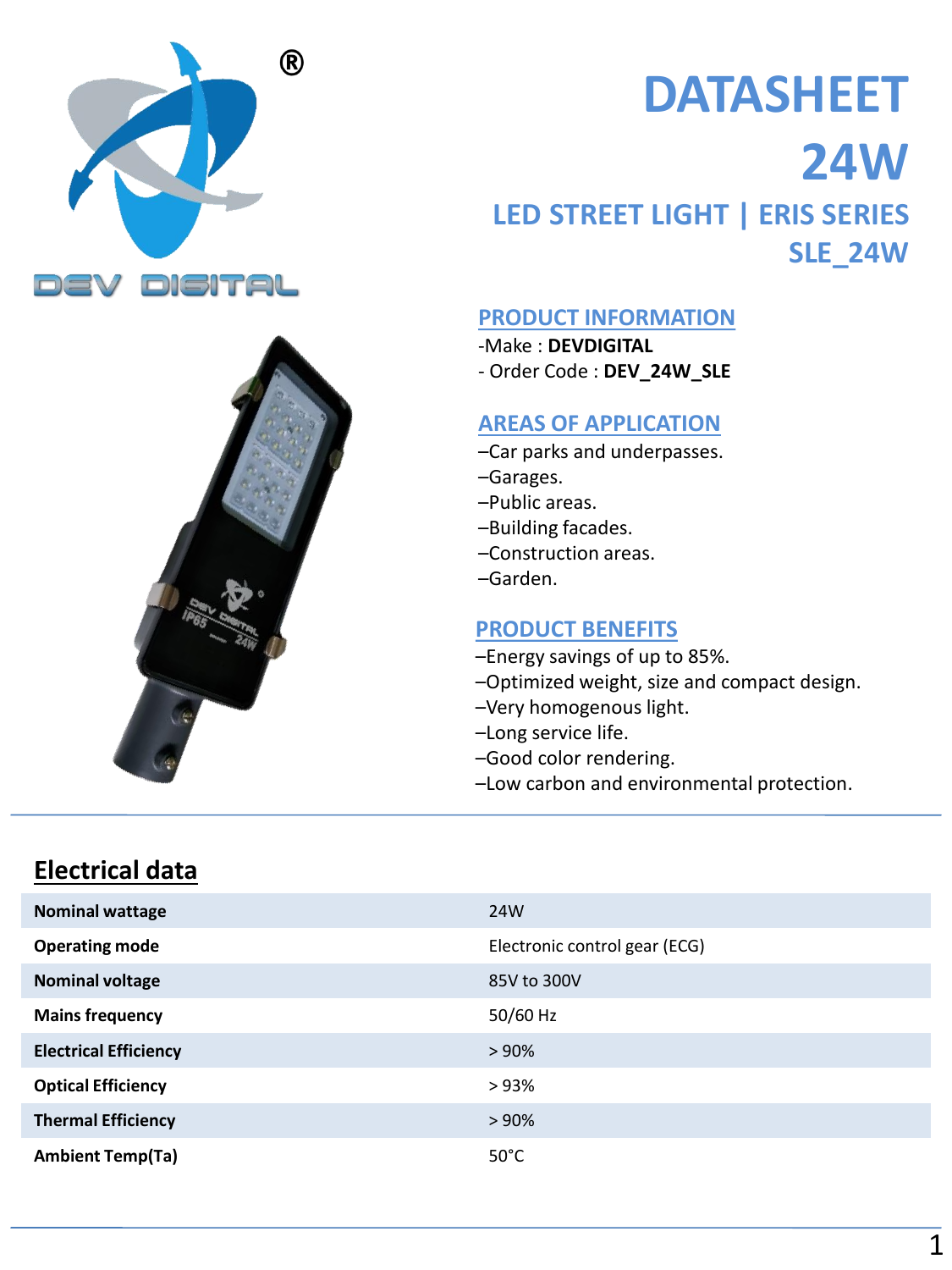# DATASHEET

# 24W

## LED STREET LIGHT | ERIS SERIES

## SLE_24W

### PRODUCT INFORMATION

-Make : **DEVDIGITAL**

- Order Code : **DEV_24W_SLE**

### AREAS OF APPLICATION

–Car parks and underpasses.

–Garages.

–Public areas.

–Building facades.

–Construction areas.

–Garden.

### PRODUCT BENEFITS

–Energy savings of up to 85%.

–Optimized weight, size and compact design.

–Very homogenous light.

–Long service life.

–Good color rendering.

–Low carbon and environmental protection.

## Electrical data

| | |
|---|---|
| **Nominal wattage** | 24W |
| **Operating mode** | Electronic control gear (ECG) |
| **Nominal voltage** | 85V to 300V |
| **Mains frequency** | 50/60 Hz |
| **Electrical Efficiency** | > 90% |
| **Optical Efficiency** | > 93% |
| **Thermal Efficiency** | > 90% |
| **Ambient Temp(Ta)** | 50°C |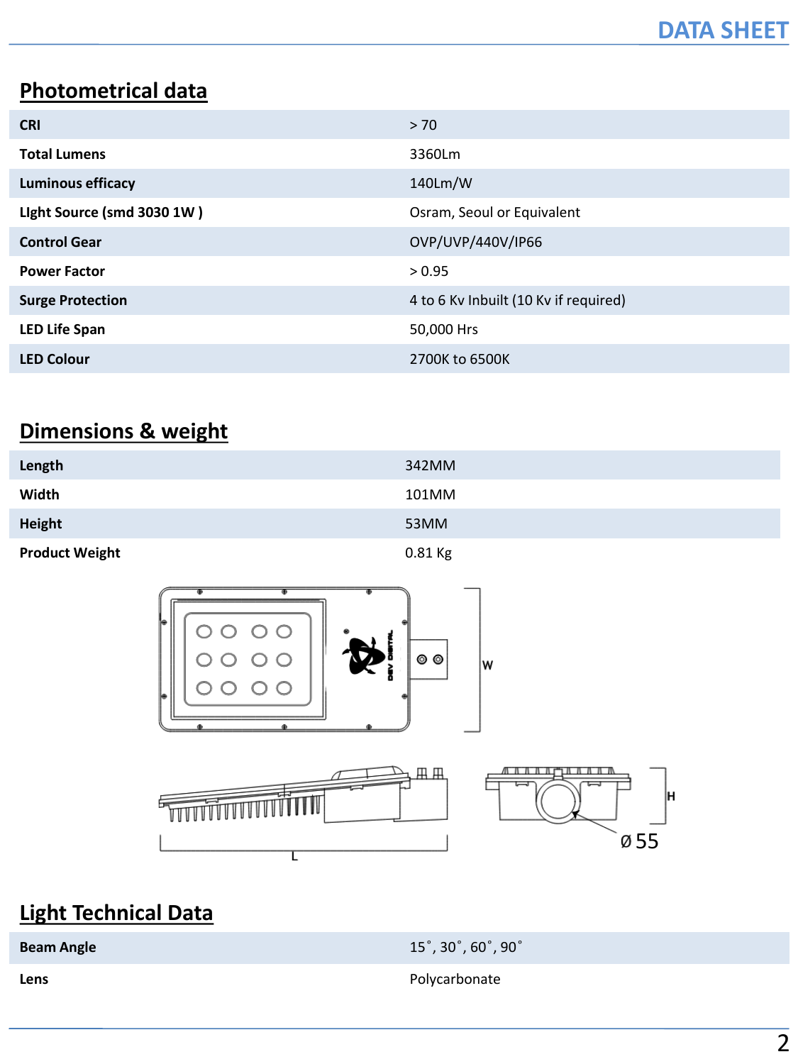## Photometrical data

| | |
|---|---|
| **CRI** | > 70 |
| **Total Lumens** | 3360Lm |
| **Luminous efficacy** | 140Lm/W |
| **LIght Source (smd 3030 1W )** | Osram, Seoul or Equivalent |
| **Control Gear** | OVP/UVP/440V/IP66 |
| **Power Factor** | > 0.95 |
| **Surge Protection** | 4 to 6 Kv Inbuilt (10 Kv if required) |
| **LED Life Span** | 50,000 Hrs |
| **LED Colour** | 2700K to 6500K |

## Dimensions & weight

| | |
|---|---|
| **Length** | 342MM |
| **Width** | 101MM |
| **Height** | 53MM |
| **Product Weight** | 0.81 Kg |

W

L

H

ø 55

## Light Technical Data

| | |
|---|---|
| **Beam Angle** | 15˚, 30˚, 60˚, 90˚ |
| **Lens** | Polycarbonate |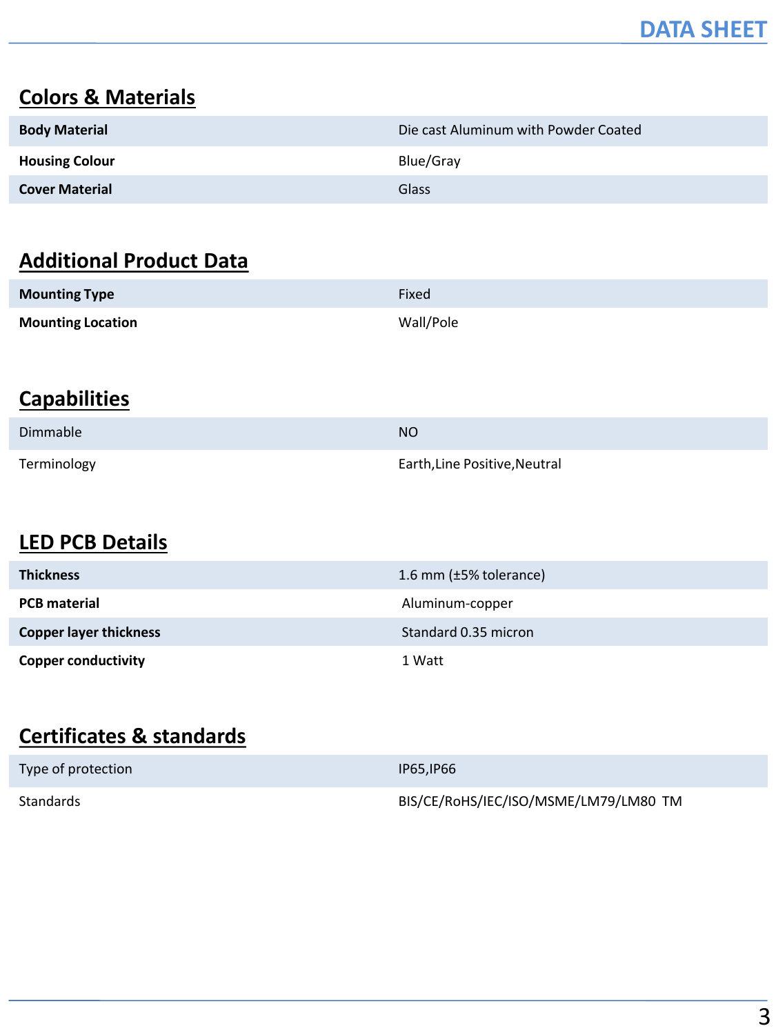## Colors & Materials

| | |
|---|---|
| **Body Material** | Die cast Aluminum with Powder Coated |
| **Housing Colour** | Blue/Gray |
| **Cover Material** | Glass |

## Additional Product Data

| | |
|---|---|
| **Mounting Type** | Fixed |
| **Mounting Location** | Wall/Pole |

## Capabilities

| | |
|---|---|
| Dimmable | NO |
| Terminology | Earth,Line Positive,Neutral |

## LED PCB Details

| | |
|---|---|
| **Thickness** | 1.6 mm (±5% tolerance) |
| **PCB material** | Aluminum-copper |
| **Copper layer thickness** | Standard 0.35 micron |
| **Copper conductivity** | 1 Watt |

## Certificates & standards

| | |
|---|---|
| Type of protection | IP65,IP66 |
| Standards | BIS/CE/RoHS/IEC/ISO/MSME/LM79/LM80 TM |